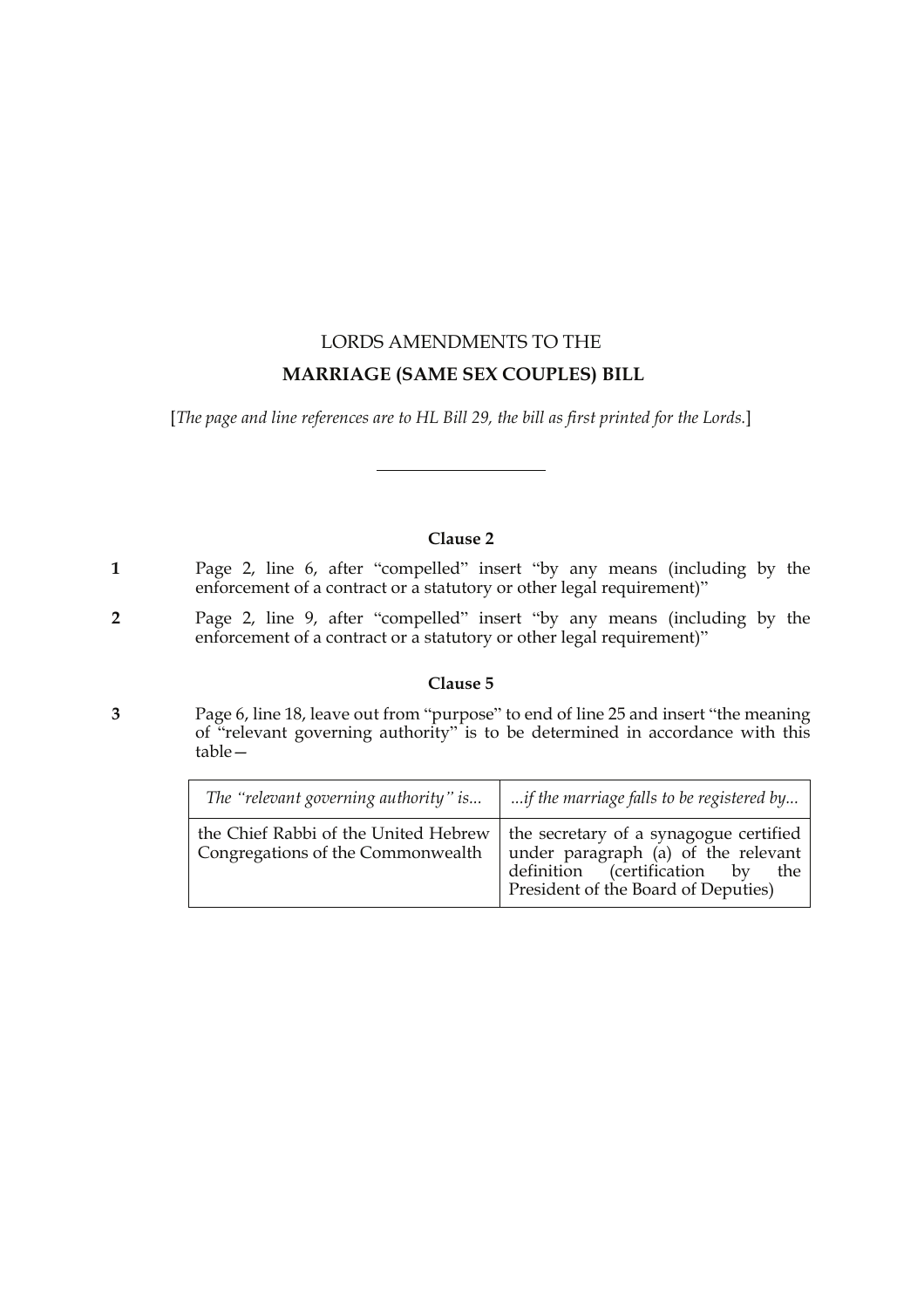# LORDS AMENDMENTS TO THE

## MARRIAGE (SAME SEX COUPLES) BILL

[*The page and line references are to HL Bill 29, the bill as first printed for the Lords.*]

---

### Clause 2

**1** Page 2, line 6, after "compelled" insert "by any means (including by the enforcement of a contract or a statutory or other legal requirement)"

**2** Page 2, line 9, after "compelled" insert "by any means (including by the enforcement of a contract or a statutory or other legal requirement)"

### Clause 5

**3** Page 6, line 18, leave out from "purpose" to end of line 25 and insert "the meaning of "relevant governing authority" is to be determined in accordance with this table—

| *The "relevant governing authority" is...* | *...if the marriage falls to be registered by...* |
| --- | --- |
| the Chief Rabbi of the United Hebrew Congregations of the Commonwealth | the secretary of a synagogue certified under paragraph (a) of the relevant definition (certification by the President of the Board of Deputies) |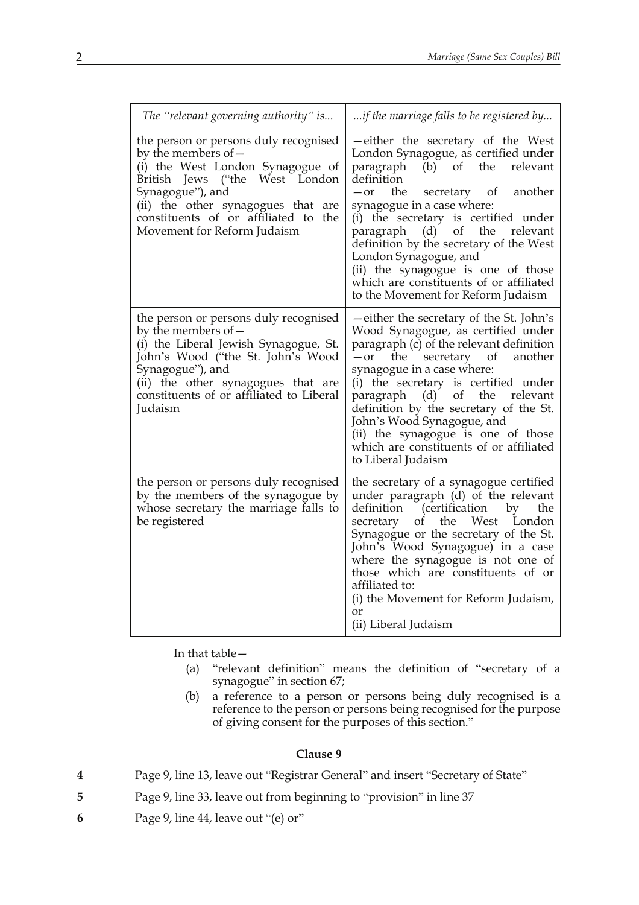| *The "relevant governing authority" is...* | *...if the marriage falls to be registered by...* |
|---|---|
| the person or persons duly recognised by the members of— (i) the West London Synagogue of British Jews ("the West London Synagogue"), and (ii) the other synagogues that are constituents of or affiliated to the Movement for Reform Judaism | —either the secretary of the West London Synagogue, as certified under paragraph (b) of the relevant definition —or the secretary of another synagogue in a case where: (i) the secretary is certified under paragraph (d) of the relevant definition by the secretary of the West London Synagogue, and (ii) the synagogue is one of those which are constituents of or affiliated to the Movement for Reform Judaism |
| the person or persons duly recognised by the members of— (i) the Liberal Jewish Synagogue, St. John's Wood ("the St. John's Wood Synagogue"), and (ii) the other synagogues that are constituents of or affiliated to Liberal Judaism | —either the secretary of the St. John's Wood Synagogue, as certified under paragraph (c) of the relevant definition —or the secretary of another synagogue in a case where: (i) the secretary is certified under paragraph (d) of the relevant definition by the secretary of the St. John's Wood Synagogue, and (ii) the synagogue is one of those which are constituents of or affiliated to Liberal Judaism |
| the person or persons duly recognised by the members of the synagogue by whose secretary the marriage falls to be registered | the secretary of a synagogue certified under paragraph (d) of the relevant definition (certification by the secretary of the West London Synagogue or the secretary of the St. John's Wood Synagogue) in a case where the synagogue is not one of those which are constituents of or affiliated to: (i) the Movement for Reform Judaism, or (ii) Liberal Judaism |

In that table—

(a) "relevant definition" means the definition of "secretary of a synagogue" in section 67;

(b) a reference to a person or persons being duly recognised is a reference to the person or persons being recognised for the purpose of giving consent for the purposes of this section."

**Clause 9**

**4** Page 9, line 13, leave out "Registrar General" and insert "Secretary of State"

**5** Page 9, line 33, leave out from beginning to "provision" in line 37

**6** Page 9, line 44, leave out "(e) or"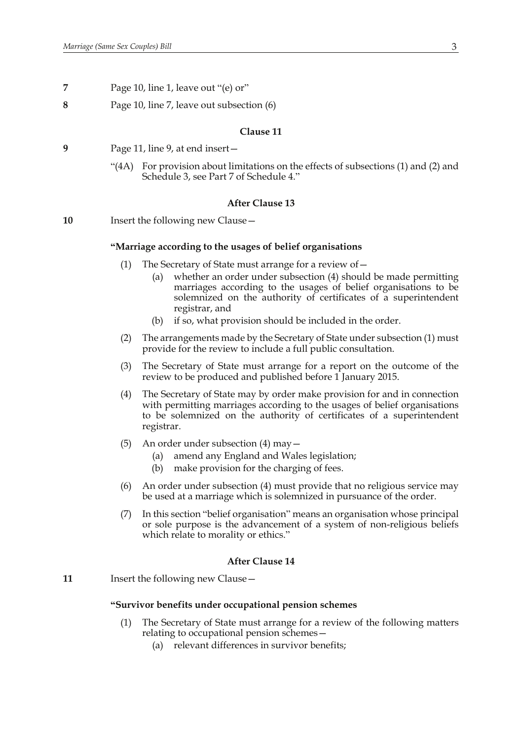**7** Page 10, line 1, leave out "(e) or"

**8** Page 10, line 7, leave out subsection (6)

### Clause 11

**9** Page 11, line 9, at end insert—

"(4A) For provision about limitations on the effects of subsections (1) and (2) and Schedule 3, see Part 7 of Schedule 4."

### After Clause 13

**10** Insert the following new Clause—

**"Marriage according to the usages of belief organisations**

(1) The Secretary of State must arrange for a review of—

   (a) whether an order under subsection (4) should be made permitting marriages according to the usages of belief organisations to be solemnized on the authority of certificates of a superintendent registrar, and

   (b) if so, what provision should be included in the order.

(2) The arrangements made by the Secretary of State under subsection (1) must provide for the review to include a full public consultation.

(3) The Secretary of State must arrange for a report on the outcome of the review to be produced and published before 1 January 2015.

(4) The Secretary of State may by order make provision for and in connection with permitting marriages according to the usages of belief organisations to be solemnized on the authority of certificates of a superintendent registrar.

(5) An order under subsection (4) may—

   (a) amend any England and Wales legislation;

   (b) make provision for the charging of fees.

(6) An order under subsection (4) must provide that no religious service may be used at a marriage which is solemnized in pursuance of the order.

(7) In this section "belief organisation" means an organisation whose principal or sole purpose is the advancement of a system of non-religious beliefs which relate to morality or ethics."

### After Clause 14

**11** Insert the following new Clause—

**"Survivor benefits under occupational pension schemes**

(1) The Secretary of State must arrange for a review of the following matters relating to occupational pension schemes—

   (a) relevant differences in survivor benefits;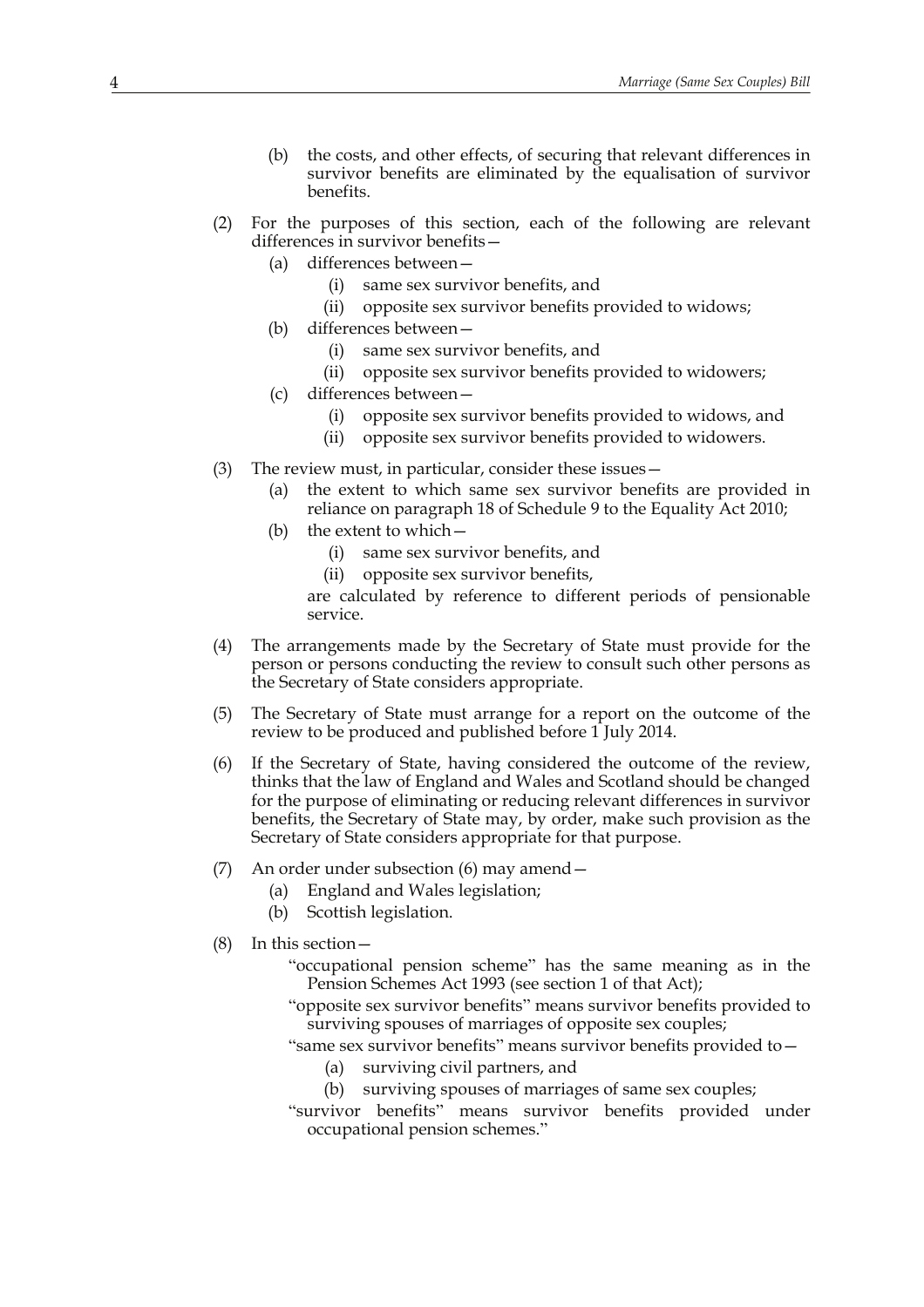(b) the costs, and other effects, of securing that relevant differences in survivor benefits are eliminated by the equalisation of survivor benefits.

(2) For the purposes of this section, each of the following are relevant differences in survivor benefits—

(a) differences between—

(i) same sex survivor benefits, and

(ii) opposite sex survivor benefits provided to widows;

(b) differences between—

(i) same sex survivor benefits, and

(ii) opposite sex survivor benefits provided to widowers;

(c) differences between—

(i) opposite sex survivor benefits provided to widows, and

(ii) opposite sex survivor benefits provided to widowers.

(3) The review must, in particular, consider these issues—

(a) the extent to which same sex survivor benefits are provided in reliance on paragraph 18 of Schedule 9 to the Equality Act 2010;

(b) the extent to which—

(i) same sex survivor benefits, and

(ii) opposite sex survivor benefits,

are calculated by reference to different periods of pensionable service.

(4) The arrangements made by the Secretary of State must provide for the person or persons conducting the review to consult such other persons as the Secretary of State considers appropriate.

(5) The Secretary of State must arrange for a report on the outcome of the review to be produced and published before 1 July 2014.

(6) If the Secretary of State, having considered the outcome of the review, thinks that the law of England and Wales and Scotland should be changed for the purpose of eliminating or reducing relevant differences in survivor benefits, the Secretary of State may, by order, make such provision as the Secretary of State considers appropriate for that purpose.

(7) An order under subsection (6) may amend—

(a) England and Wales legislation;

(b) Scottish legislation.

(8) In this section—

"occupational pension scheme" has the same meaning as in the Pension Schemes Act 1993 (see section 1 of that Act);

"opposite sex survivor benefits" means survivor benefits provided to surviving spouses of marriages of opposite sex couples;

"same sex survivor benefits" means survivor benefits provided to—

(a) surviving civil partners, and

(b) surviving spouses of marriages of same sex couples;

"survivor benefits" means survivor benefits provided under occupational pension schemes."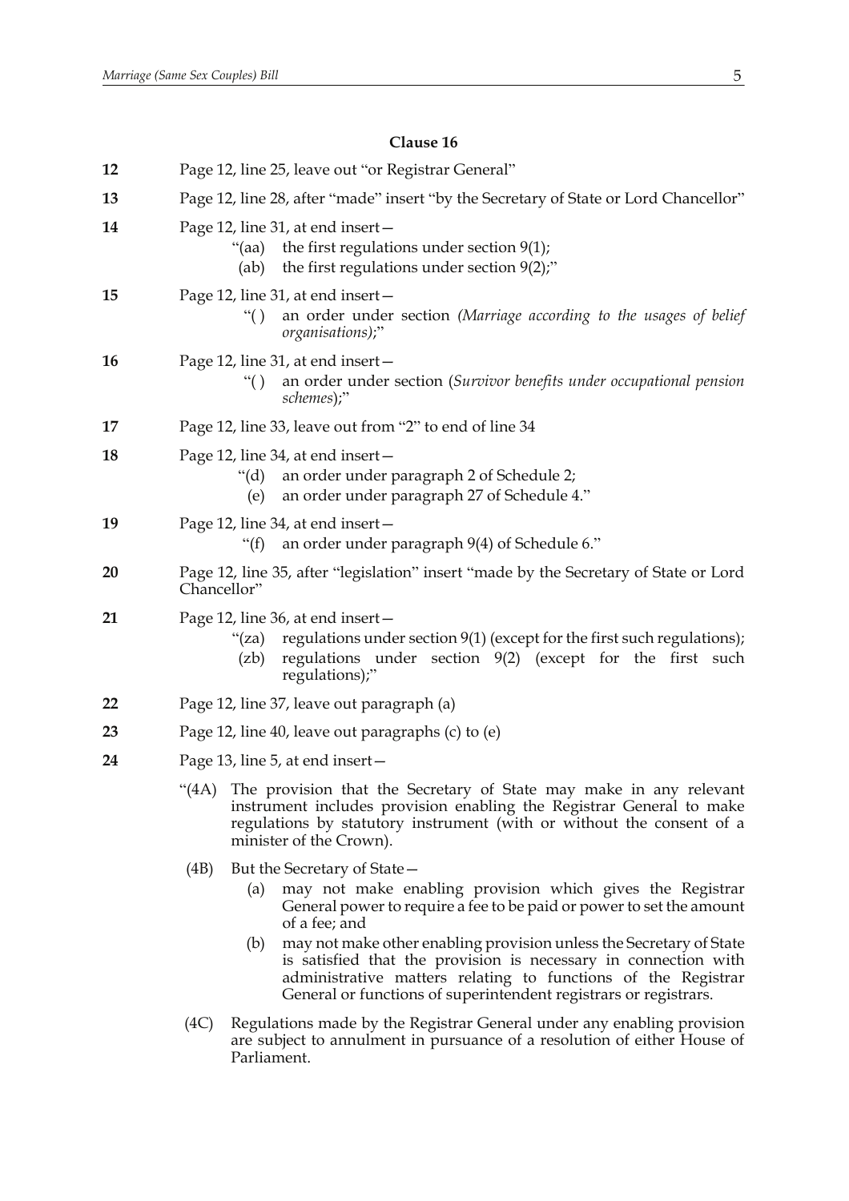### Clause 16

**12** Page 12, line 25, leave out "or Registrar General"

**13** Page 12, line 28, after "made" insert "by the Secretary of State or Lord Chancellor"

**14** Page 12, line 31, at end insert—

"(aa) the first regulations under section 9(1);

(ab) the first regulations under section 9(2);"

**15** Page 12, line 31, at end insert—

"( ) an order under section *(Marriage according to the usages of belief organisations)*;"

**16** Page 12, line 31, at end insert—

"( ) an order under section (*Survivor benefits under occupational pension schemes*);"

**17** Page 12, line 33, leave out from "2" to end of line 34

**18** Page 12, line 34, at end insert—

"(d) an order under paragraph 2 of Schedule 2;

(e) an order under paragraph 27 of Schedule 4."

**19** Page 12, line 34, at end insert—

"(f) an order under paragraph 9(4) of Schedule 6."

**20** Page 12, line 35, after "legislation" insert "made by the Secretary of State or Lord Chancellor"

**21** Page 12, line 36, at end insert—

"(za) regulations under section 9(1) (except for the first such regulations);

(zb) regulations under section 9(2) (except for the first such regulations);"

**22** Page 12, line 37, leave out paragraph (a)

**23** Page 12, line 40, leave out paragraphs (c) to (e)

**24** Page 13, line 5, at end insert—

"(4A) The provision that the Secretary of State may make in any relevant instrument includes provision enabling the Registrar General to make regulations by statutory instrument (with or without the consent of a minister of the Crown).

(4B) But the Secretary of State—

(a) may not make enabling provision which gives the Registrar General power to require a fee to be paid or power to set the amount of a fee; and

(b) may not make other enabling provision unless the Secretary of State is satisfied that the provision is necessary in connection with administrative matters relating to functions of the Registrar General or functions of superintendent registrars or registrars.

(4C) Regulations made by the Registrar General under any enabling provision are subject to annulment in pursuance of a resolution of either House of Parliament.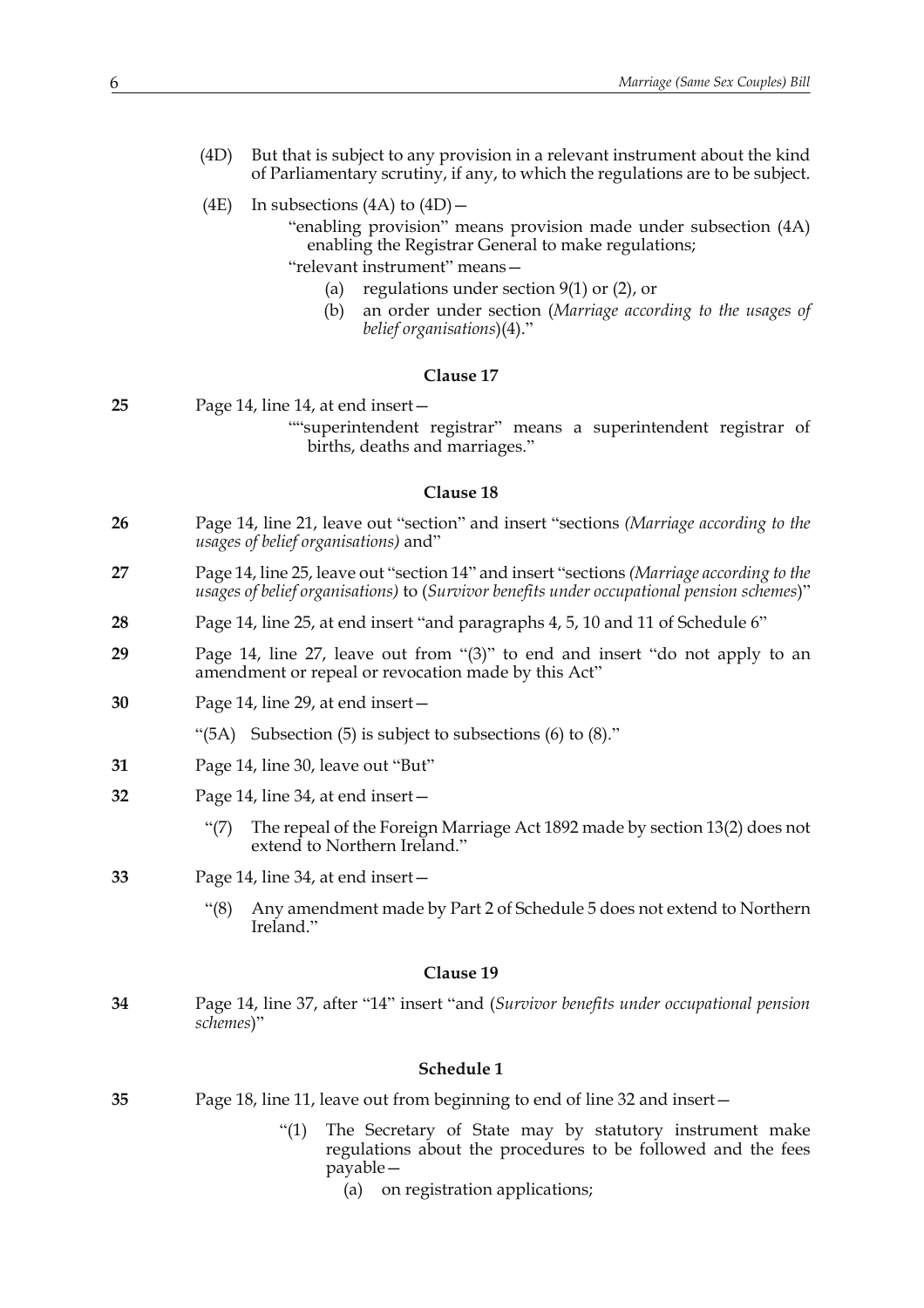(4D) But that is subject to any provision in a relevant instrument about the kind of Parliamentary scrutiny, if any, to which the regulations are to be subject.

(4E) In subsections (4A) to (4D)—

"enabling provision" means provision made under subsection (4A) enabling the Registrar General to make regulations;

"relevant instrument" means—

(a) regulations under section 9(1) or (2), or

(b) an order under section (*Marriage according to the usages of belief organisations*)(4)."

**Clause 17**

**25** Page 14, line 14, at end insert—

""superintendent registrar" means a superintendent registrar of births, deaths and marriages."

**Clause 18**

**26** Page 14, line 21, leave out "section" and insert "sections *(Marriage according to the usages of belief organisations)* and"

**27** Page 14, line 25, leave out "section 14" and insert "sections *(Marriage according to the usages of belief organisations)* to (*Survivor benefits under occupational pension schemes*)"

**28** Page 14, line 25, at end insert "and paragraphs 4, 5, 10 and 11 of Schedule 6"

**29** Page 14, line 27, leave out from "(3)" to end and insert "do not apply to an amendment or repeal or revocation made by this Act"

**30** Page 14, line 29, at end insert—

"(5A) Subsection (5) is subject to subsections (6) to (8)."

**31** Page 14, line 30, leave out "But"

**32** Page 14, line 34, at end insert—

"(7) The repeal of the Foreign Marriage Act 1892 made by section 13(2) does not extend to Northern Ireland."

**33** Page 14, line 34, at end insert—

"(8) Any amendment made by Part 2 of Schedule 5 does not extend to Northern Ireland."

**Clause 19**

**34** Page 14, line 37, after "14" insert "and (*Survivor benefits under occupational pension schemes*)"

**Schedule 1**

**35** Page 18, line 11, leave out from beginning to end of line 32 and insert—

"(1) The Secretary of State may by statutory instrument make regulations about the procedures to be followed and the fees payable—

(a) on registration applications;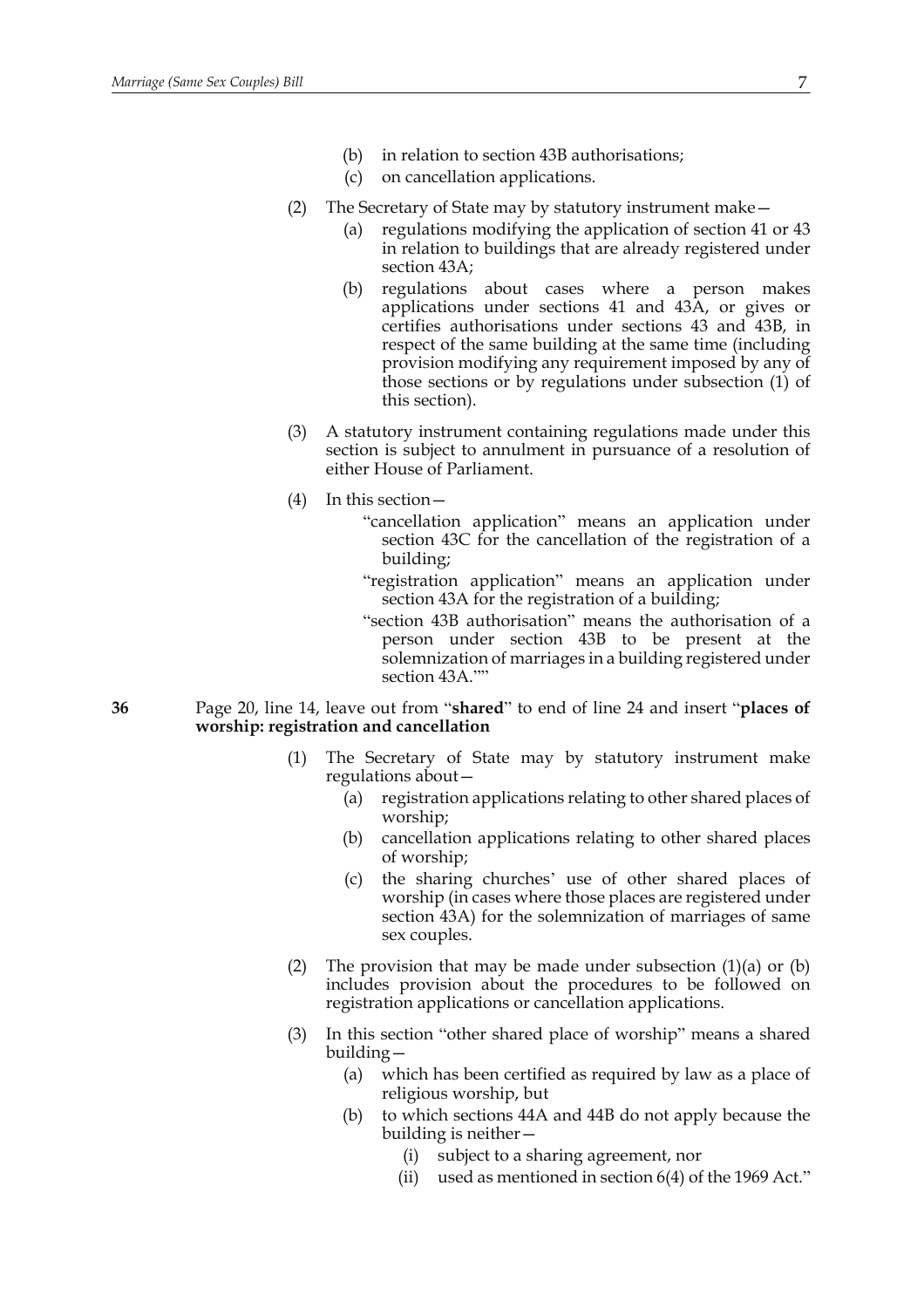(b) in relation to section 43B authorisations;

(c) on cancellation applications.

(2) The Secretary of State may by statutory instrument make—

(a) regulations modifying the application of section 41 or 43 in relation to buildings that are already registered under section 43A;

(b) regulations about cases where a person makes applications under sections 41 and 43A, or gives or certifies authorisations under sections 43 and 43B, in respect of the same building at the same time (including provision modifying any requirement imposed by any of those sections or by regulations under subsection (1) of this section).

(3) A statutory instrument containing regulations made under this section is subject to annulment in pursuance of a resolution of either House of Parliament.

(4) In this section—

"cancellation application" means an application under section 43C for the cancellation of the registration of a building;

"registration application" means an application under section 43A for the registration of a building;

"section 43B authorisation" means the authorisation of a person under section 43B to be present at the solemnization of marriages in a building registered under section 43A.""

**36** Page 20, line 14, leave out from "**shared**" to end of line 24 and insert "**places of worship: registration and cancellation**

(1) The Secretary of State may by statutory instrument make regulations about—

(a) registration applications relating to other shared places of worship;

(b) cancellation applications relating to other shared places of worship;

(c) the sharing churches' use of other shared places of worship (in cases where those places are registered under section 43A) for the solemnization of marriages of same sex couples.

(2) The provision that may be made under subsection (1)(a) or (b) includes provision about the procedures to be followed on registration applications or cancellation applications.

(3) In this section "other shared place of worship" means a shared building—

(a) which has been certified as required by law as a place of religious worship, but

(b) to which sections 44A and 44B do not apply because the building is neither—

(i) subject to a sharing agreement, nor

(ii) used as mentioned in section 6(4) of the 1969 Act."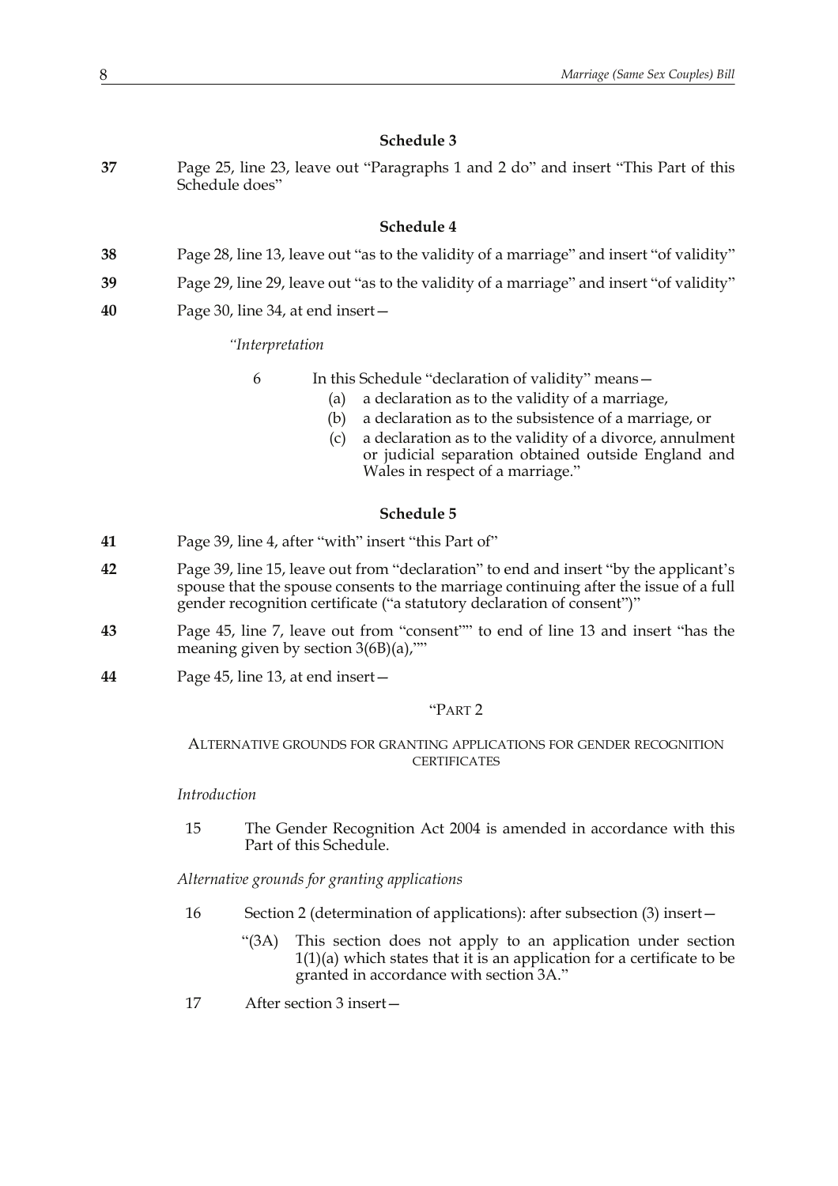### Schedule 3

**37** Page 25, line 23, leave out "Paragraphs 1 and 2 do" and insert "This Part of this Schedule does"

### Schedule 4

**38** Page 28, line 13, leave out "as to the validity of a marriage" and insert "of validity"

**39** Page 29, line 29, leave out "as to the validity of a marriage" and insert "of validity"

**40** Page 30, line 34, at end insert—

*"Interpretation*

6 In this Schedule "declaration of validity" means—

(a) a declaration as to the validity of a marriage,

(b) a declaration as to the subsistence of a marriage, or

(c) a declaration as to the validity of a divorce, annulment or judicial separation obtained outside England and Wales in respect of a marriage."

### Schedule 5

**41** Page 39, line 4, after "with" insert "this Part of"

**42** Page 39, line 15, leave out from "declaration" to end and insert "by the applicant's spouse that the spouse consents to the marriage continuing after the issue of a full gender recognition certificate ("a statutory declaration of consent")"

**43** Page 45, line 7, leave out from "consent"" to end of line 13 and insert "has the meaning given by section 3(6B)(a),""

**44** Page 45, line 13, at end insert—

"PART 2

ALTERNATIVE GROUNDS FOR GRANTING APPLICATIONS FOR GENDER RECOGNITION CERTIFICATES

*Introduction*

15 The Gender Recognition Act 2004 is amended in accordance with this Part of this Schedule.

*Alternative grounds for granting applications*

16 Section 2 (determination of applications): after subsection (3) insert—

"(3A) This section does not apply to an application under section 1(1)(a) which states that it is an application for a certificate to be granted in accordance with section 3A."

17 After section 3 insert—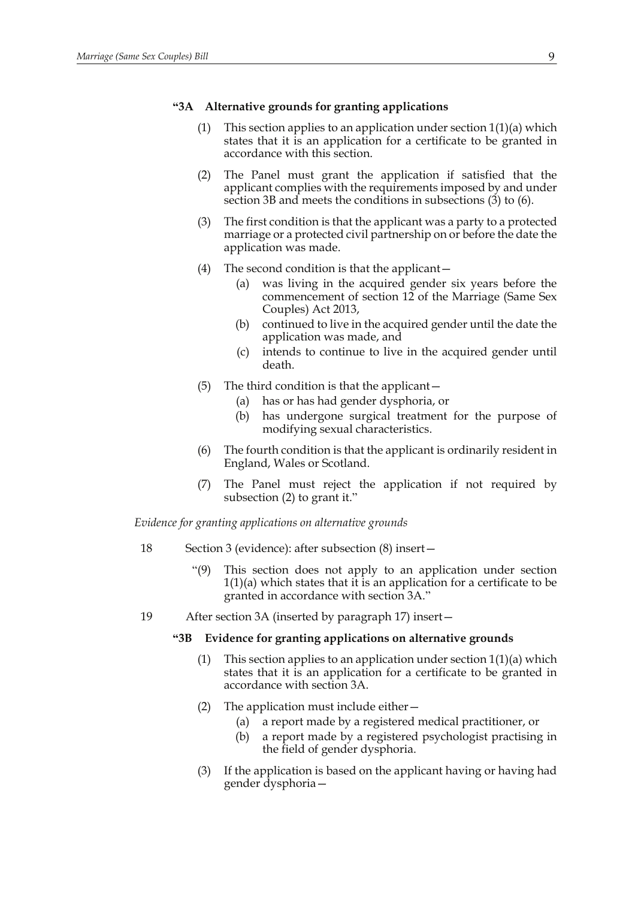**"3A Alternative grounds for granting applications**

(1) This section applies to an application under section 1(1)(a) which states that it is an application for a certificate to be granted in accordance with this section.

(2) The Panel must grant the application if satisfied that the applicant complies with the requirements imposed by and under section 3B and meets the conditions in subsections (3) to (6).

(3) The first condition is that the applicant was a party to a protected marriage or a protected civil partnership on or before the date the application was made.

(4) The second condition is that the applicant—

(a) was living in the acquired gender six years before the commencement of section 12 of the Marriage (Same Sex Couples) Act 2013,

(b) continued to live in the acquired gender until the date the application was made, and

(c) intends to continue to live in the acquired gender until death.

(5) The third condition is that the applicant—

(a) has or has had gender dysphoria, or

(b) has undergone surgical treatment for the purpose of modifying sexual characteristics.

(6) The fourth condition is that the applicant is ordinarily resident in England, Wales or Scotland.

(7) The Panel must reject the application if not required by subsection (2) to grant it."

*Evidence for granting applications on alternative grounds*

18 Section 3 (evidence): after subsection (8) insert—

"(9) This section does not apply to an application under section 1(1)(a) which states that it is an application for a certificate to be granted in accordance with section 3A."

19 After section 3A (inserted by paragraph 17) insert—

**"3B Evidence for granting applications on alternative grounds**

(1) This section applies to an application under section 1(1)(a) which states that it is an application for a certificate to be granted in accordance with section 3A.

(2) The application must include either—

(a) a report made by a registered medical practitioner, or

(b) a report made by a registered psychologist practising in the field of gender dysphoria.

(3) If the application is based on the applicant having or having had gender dysphoria—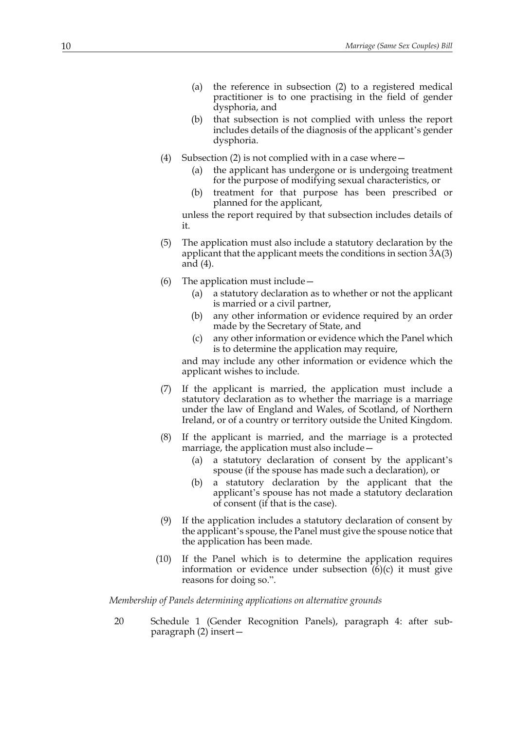(a) the reference in subsection (2) to a registered medical practitioner is to one practising in the field of gender dysphoria, and

(b) that subsection is not complied with unless the report includes details of the diagnosis of the applicant's gender dysphoria.

(4) Subsection (2) is not complied with in a case where—

(a) the applicant has undergone or is undergoing treatment for the purpose of modifying sexual characteristics, or

(b) treatment for that purpose has been prescribed or planned for the applicant,

unless the report required by that subsection includes details of it.

(5) The application must also include a statutory declaration by the applicant that the applicant meets the conditions in section 3A(3) and (4).

(6) The application must include—

(a) a statutory declaration as to whether or not the applicant is married or a civil partner,

(b) any other information or evidence required by an order made by the Secretary of State, and

(c) any other information or evidence which the Panel which is to determine the application may require,

and may include any other information or evidence which the applicant wishes to include.

(7) If the applicant is married, the application must include a statutory declaration as to whether the marriage is a marriage under the law of England and Wales, of Scotland, of Northern Ireland, or of a country or territory outside the United Kingdom.

(8) If the applicant is married, and the marriage is a protected marriage, the application must also include—

(a) a statutory declaration of consent by the applicant's spouse (if the spouse has made such a declaration), or

(b) a statutory declaration by the applicant that the applicant's spouse has not made a statutory declaration of consent (if that is the case).

(9) If the application includes a statutory declaration of consent by the applicant's spouse, the Panel must give the spouse notice that the application has been made.

(10) If the Panel which is to determine the application requires information or evidence under subsection (6)(c) it must give reasons for doing so.".

*Membership of Panels determining applications on alternative grounds*

20 Schedule 1 (Gender Recognition Panels), paragraph 4: after sub-paragraph (2) insert—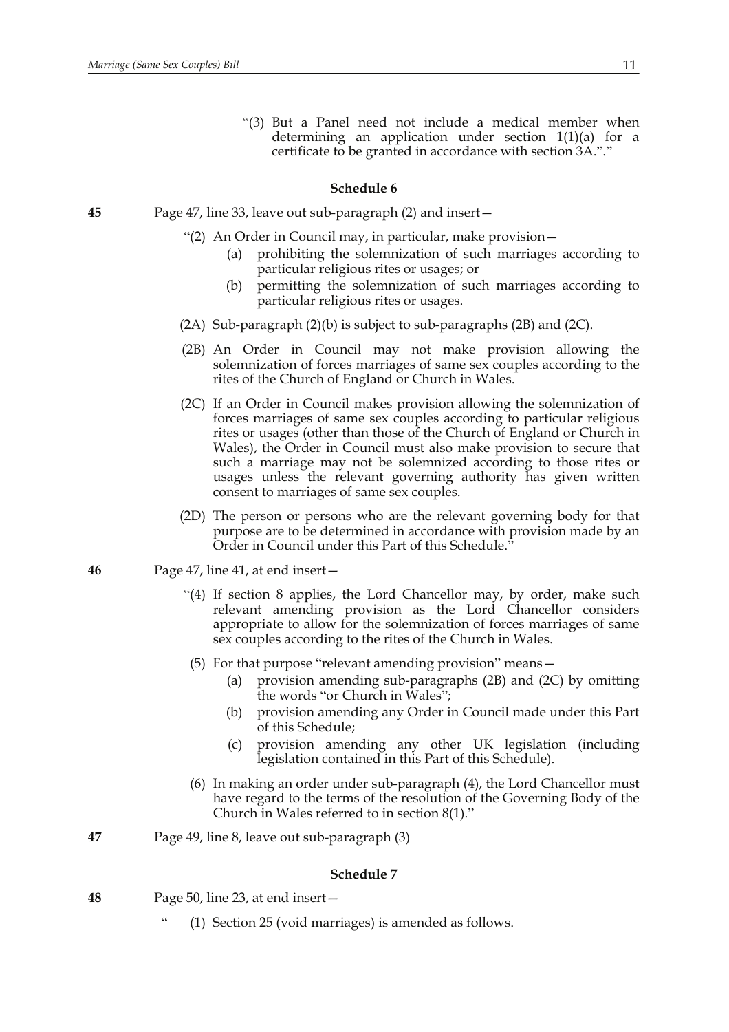"(3) But a Panel need not include a medical member when determining an application under section 1(1)(a) for a certificate to be granted in accordance with section 3A."."

### Schedule 6

**45** Page 47, line 33, leave out sub-paragraph (2) and insert—

"(2) An Order in Council may, in particular, make provision—

(a) prohibiting the solemnization of such marriages according to particular religious rites or usages; or

(b) permitting the solemnization of such marriages according to particular religious rites or usages.

(2A) Sub-paragraph (2)(b) is subject to sub-paragraphs (2B) and (2C).

(2B) An Order in Council may not make provision allowing the solemnization of forces marriages of same sex couples according to the rites of the Church of England or Church in Wales.

(2C) If an Order in Council makes provision allowing the solemnization of forces marriages of same sex couples according to particular religious rites or usages (other than those of the Church of England or Church in Wales), the Order in Council must also make provision to secure that such a marriage may not be solemnized according to those rites or usages unless the relevant governing authority has given written consent to marriages of same sex couples.

(2D) The person or persons who are the relevant governing body for that purpose are to be determined in accordance with provision made by an Order in Council under this Part of this Schedule."

**46** Page 47, line 41, at end insert—

"(4) If section 8 applies, the Lord Chancellor may, by order, make such relevant amending provision as the Lord Chancellor considers appropriate to allow for the solemnization of forces marriages of same sex couples according to the rites of the Church in Wales.

(5) For that purpose "relevant amending provision" means—

(a) provision amending sub-paragraphs (2B) and (2C) by omitting the words "or Church in Wales";

(b) provision amending any Order in Council made under this Part of this Schedule;

(c) provision amending any other UK legislation (including legislation contained in this Part of this Schedule).

(6) In making an order under sub-paragraph (4), the Lord Chancellor must have regard to the terms of the resolution of the Governing Body of the Church in Wales referred to in section 8(1)."

**47** Page 49, line 8, leave out sub-paragraph (3)

### Schedule 7

**48** Page 50, line 23, at end insert—

" (1) Section 25 (void marriages) is amended as follows.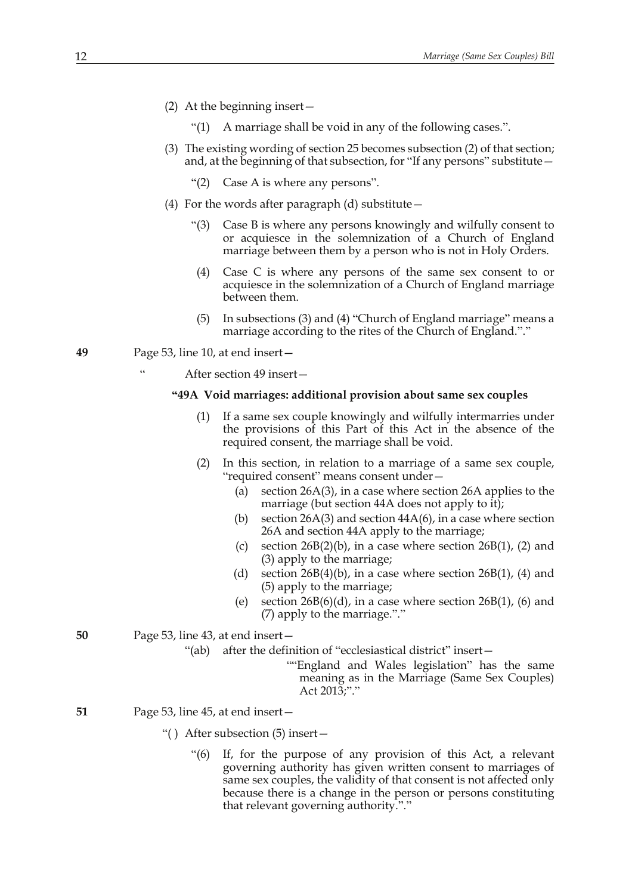(2) At the beginning insert—

"(1) A marriage shall be void in any of the following cases.".

(3) The existing wording of section 25 becomes subsection (2) of that section; and, at the beginning of that subsection, for "If any persons" substitute—

"(2) Case A is where any persons".

(4) For the words after paragraph (d) substitute—

"(3) Case B is where any persons knowingly and wilfully consent to or acquiesce in the solemnization of a Church of England marriage between them by a person who is not in Holy Orders.

(4) Case C is where any persons of the same sex consent to or acquiesce in the solemnization of a Church of England marriage between them.

(5) In subsections (3) and (4) "Church of England marriage" means a marriage according to the rites of the Church of England."."

**49** Page 53, line 10, at end insert—

" After section 49 insert—

**"49A Void marriages: additional provision about same sex couples**

(1) If a same sex couple knowingly and wilfully intermarries under the provisions of this Part of this Act in the absence of the required consent, the marriage shall be void.

(2) In this section, in relation to a marriage of a same sex couple, "required consent" means consent under—

(a) section 26A(3), in a case where section 26A applies to the marriage (but section 44A does not apply to it);

(b) section 26A(3) and section 44A(6), in a case where section 26A and section 44A apply to the marriage;

(c) section 26B(2)(b), in a case where section 26B(1), (2) and (3) apply to the marriage;

(d) section 26B(4)(b), in a case where section 26B(1), (4) and (5) apply to the marriage;

(e) section 26B(6)(d), in a case where section 26B(1), (6) and (7) apply to the marriage."."

**50** Page 53, line 43, at end insert—

"(ab) after the definition of "ecclesiastical district" insert—

""England and Wales legislation" has the same meaning as in the Marriage (Same Sex Couples) Act 2013;"."

**51** Page 53, line 45, at end insert—

"( ) After subsection (5) insert—

"(6) If, for the purpose of any provision of this Act, a relevant governing authority has given written consent to marriages of same sex couples, the validity of that consent is not affected only because there is a change in the person or persons constituting that relevant governing authority."."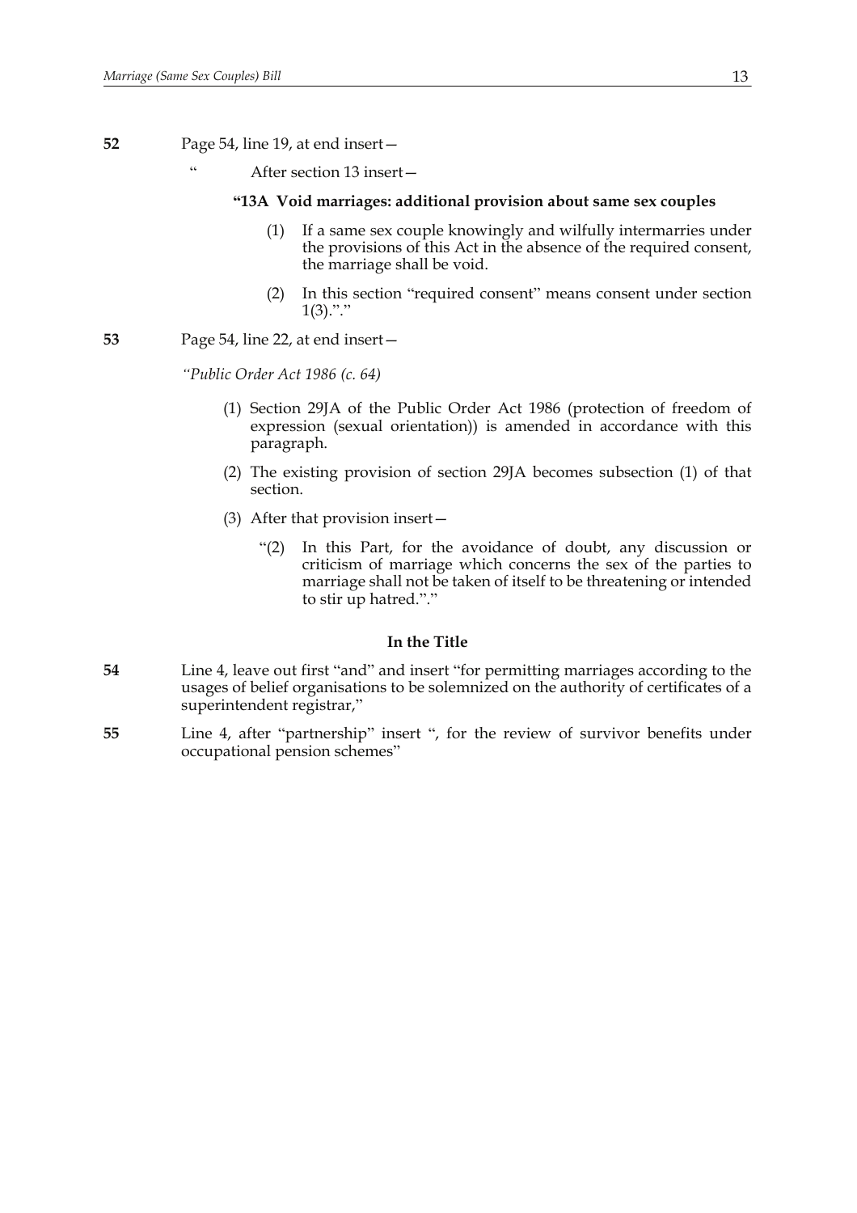**52** Page 54, line 19, at end insert—

" After section 13 insert—

**"13A Void marriages: additional provision about same sex couples**

(1) If a same sex couple knowingly and wilfully intermarries under the provisions of this Act in the absence of the required consent, the marriage shall be void.

(2) In this section "required consent" means consent under section 1(3).".

**53** Page 54, line 22, at end insert—

*"Public Order Act 1986 (c. 64)*

(1) Section 29JA of the Public Order Act 1986 (protection of freedom of expression (sexual orientation)) is amended in accordance with this paragraph.

(2) The existing provision of section 29JA becomes subsection (1) of that section.

(3) After that provision insert—

"(2) In this Part, for the avoidance of doubt, any discussion or criticism of marriage which concerns the sex of the parties to marriage shall not be taken of itself to be threatening or intended to stir up hatred.".

### In the Title

**54** Line 4, leave out first "and" and insert "for permitting marriages according to the usages of belief organisations to be solemnized on the authority of certificates of a superintendent registrar,"

**55** Line 4, after "partnership" insert ", for the review of survivor benefits under occupational pension schemes"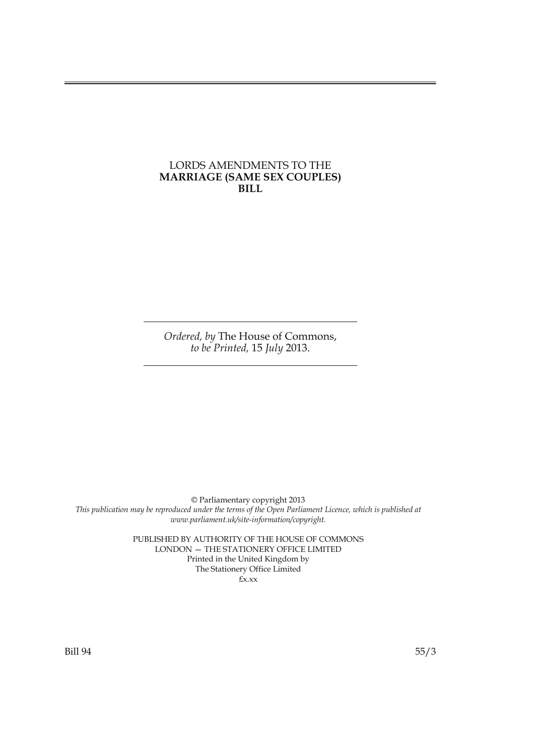LORDS AMENDMENTS TO THE
**MARRIAGE (SAME SEX COUPLES)**
**BILL**

---

*Ordered, by* The House of Commons,
*to be Printed,* 15 *July* 2013.

---

© Parliamentary copyright 2013
*This publication may be reproduced under the terms of the Open Parliament Licence, which is published at www.parliament.uk/site-information/copyright.*

PUBLISHED BY AUTHORITY OF THE HOUSE OF COMMONS
LONDON — THE STATIONERY OFFICE LIMITED
Printed in the United Kingdom by
The Stationery Office Limited
£x.xx

Bill 94 55/3